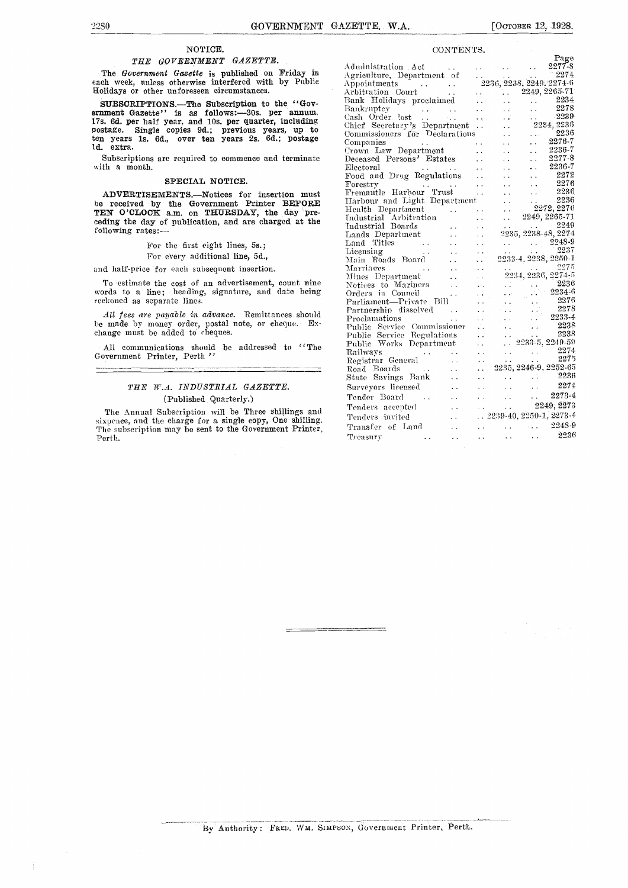## NOTICE.

### *THE GOVERNMENT GAZETTE.*

The *Government Gazette* is published on Friday in each week, unless otherwise interfered with by Public Holidays or other unforeseen circumstances.

**SUBSCRIPTIONS.**—The Subscription to the "Government Gazette" is as follows:—30s. per annum, 17s. 6d. per half year, and 10s. per quarter, including postage. Single copies 9d.; previous years, up to ten years 1s. 6d., over ten years 2s. 6d.; postage 1d. extra.

Subscriptions are required to commence and terminate with a month.

## SPECIAL NOTICE.

**ADVERTISEMENTS.**—Notices for insertion must be received by the Government Printer **BEFORE TEN O'CLOCK** a.m. on **THURSDAY**, the day preceding the day of publication, and are charged at the following rates:—

For the first eight lines, 5s.;
For every additional line, 5d.,

and half-price for each subsequent insertion.

To estimate the cost of an advertisement, count nine words to a line; heading, signature, and date being reckoned as separate lines.

*All fees are payable in advance.* Remittances should be made by money order, postal note, or cheque. Exchange must be added to cheques.

All communications should be addressed to "The Government Printer, Perth"

### *THE W.A. INDUSTRIAL GAZETTE.*

(Published Quarterly.)

The Annual Subscription will be Three shillings and sixpence, and the charge for a single copy, One shilling. The subscription may be sent to the Government Printer, Perth.

## CONTENTS.

| | Page |
|---|---|
| Administration Act | 2277-8 |
| Agriculture, Department of | 2274 |
| Appointments | 2236, 2238, 2249, 2274-6 |
| Arbitration Court | 2249, 2265-71 |
| Bank Holidays proclaimed | 2234 |
| Bankruptcy | 2278 |
| Cash Order lost | 2239 |
| Chief Secretary's Department | 2234, 2236 |
| Commissioners for Declarations | 2236 |
| Companies | 2276-7 |
| Crown Law Department | 2236-7 |
| Deceased Persons' Estates | 2277-8 |
| Electoral | 2236-7 |
| Food and Drug Regulations | 2272 |
| Forestry | 2276 |
| Fremantle Harbour Trust | 2236 |
| Harbour and Light Department | 2236 |
| Health Department | 2272, 2276 |
| Industrial Arbitration | 2249, 2265-71 |
| Industrial Boards | 2249 |
| Lands Department | 2235, 2238-48, 2274 |
| Land Titles | 2248-9 |
| Licensing | 2237 |
| Main Roads Board | 2233-4, 2238, 2250-1 |
| Marriages | 2275 |
| Mines Department | 2234, 2236, 2274-5 |
| Notices to Mariners | 2236 |
| Orders in Council | 2234-6 |
| Parliament—Private Bill | 2276 |
| Partnership dissolved | 2278 |
| Proclamations | 2233-4 |
| Public Service Commissioner | 2238 |
| Public Service Regulations | 2238 |
| Public Works Department | 2233-5, 2249-59 |
| Railways | 2274 |
| Registrar General | 2275 |
| Road Boards | 2235, 2246-9, 2252-65 |
| State Savings Bank | 2236 |
| Surveyors licensed | 2274 |
| Tender Board | 2273-4 |
| Tenders accepted | 2249, 2273 |
| Tenders invited | 2239-40, 2250-1, 2273-4 |
| Transfer of Land | 2248-9 |
| Treasury | 2236 |

By Authority: FRED. WM. SIMPSON, Government Printer, Perth.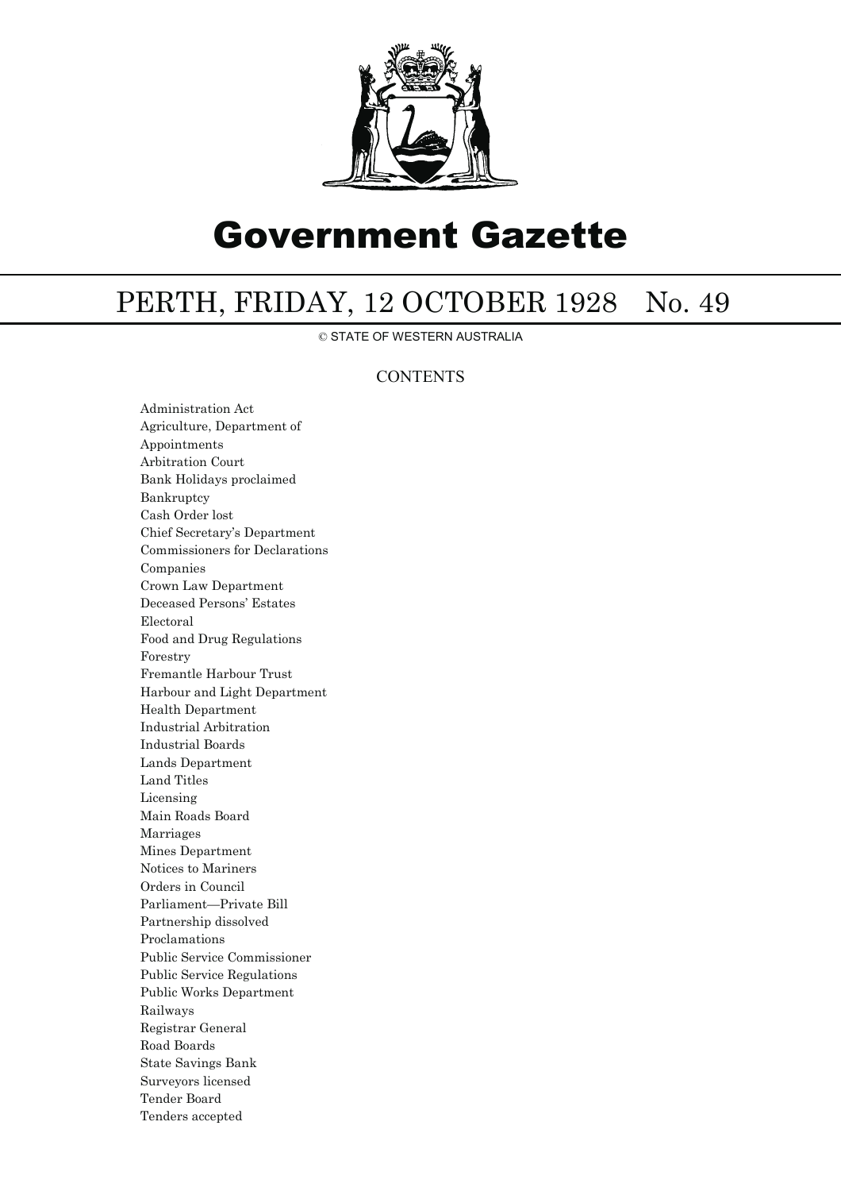# Government Gazette

## PERTH, FRIDAY, 12 OCTOBER 1928 No. 49

© STATE OF WESTERN AUSTRALIA

### CONTENTS

Administration Act
Agriculture, Department of
Appointments
Arbitration Court
Bank Holidays proclaimed
Bankruptcy
Cash Order lost
Chief Secretary's Department
Commissioners for Declarations
Companies
Crown Law Department
Deceased Persons' Estates
Electoral
Food and Drug Regulations
Forestry
Fremantle Harbour Trust
Harbour and Light Department
Health Department
Industrial Arbitration
Industrial Boards
Lands Department
Land Titles
Licensing
Main Roads Board
Marriages
Mines Department
Notices to Mariners
Orders in Council
Parliament—Private Bill
Partnership dissolved
Proclamations
Public Service Commissioner
Public Service Regulations
Public Works Department
Railways
Registrar General
Road Boards
State Savings Bank
Surveyors licensed
Tender Board
Tenders accepted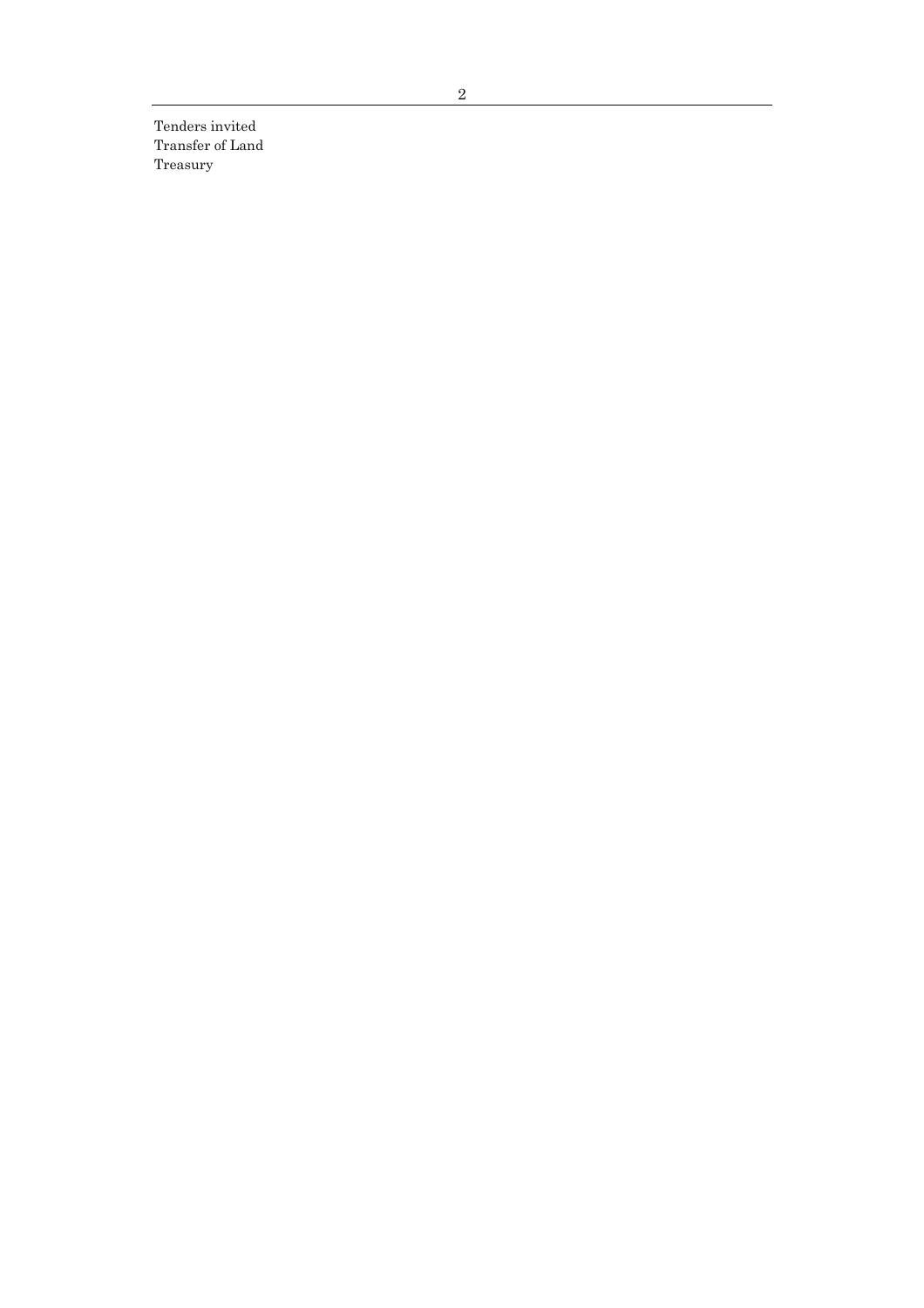Tenders invited
Transfer of Land
Treasury